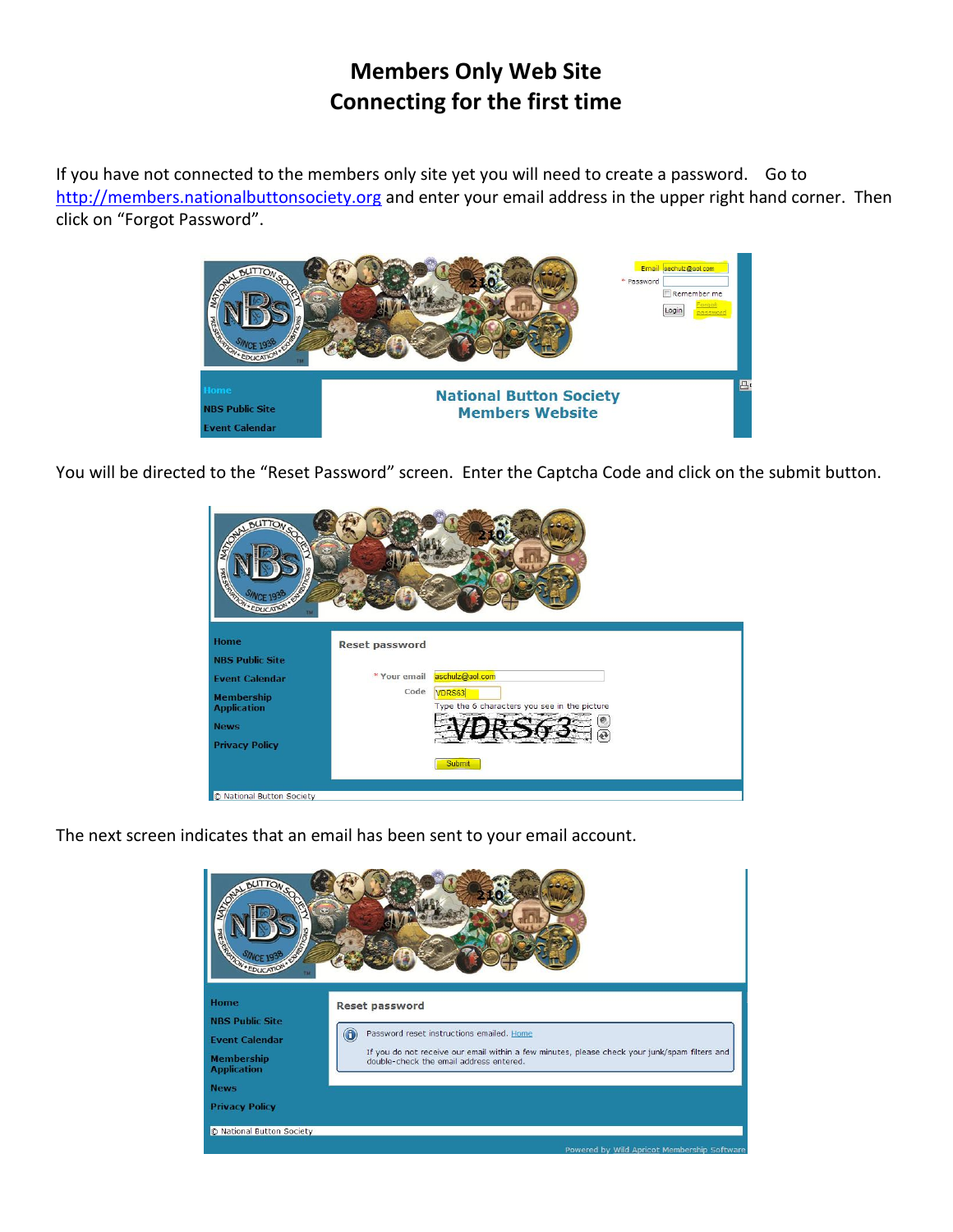# Members Only Web Site
# Connecting for the first time

If you have not connected to the members only site yet you will need to create a password. Go to [http://members.nationalbuttonsociety.org](http://members.nationalbuttonsociety.org) and enter your email address in the upper right hand corner. Then click on "Forgot Password".

You will be directed to the "Reset Password" screen. Enter the Captcha Code and click on the submit button.

The next screen indicates that an email has been sent to your email account.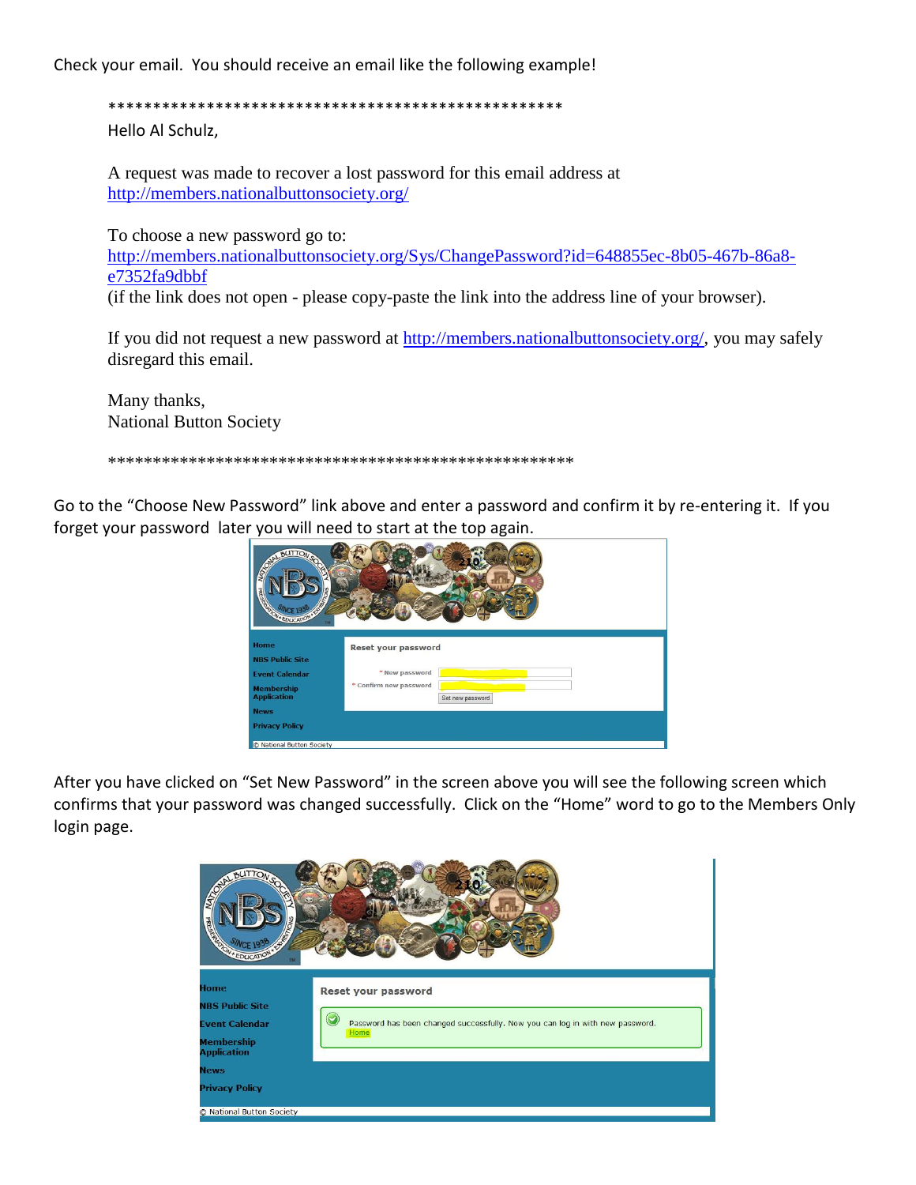Check your email. You should receive an email like the following example!

***************************************************

Hello Al Schulz,

A request was made to recover a lost password for this email address at http://members.nationalbuttonsociety.org/

To choose a new password go to:
http://members.nationalbuttonsociety.org/Sys/ChangePassword?id=648855ec-8b05-467b-86a8-e7352fa9dbbf
(if the link does not open - please copy-paste the link into the address line of your browser).

If you did not request a new password at http://members.nationalbuttonsociety.org/, you may safely disregard this email.

Many thanks,
National Button Society

***************************************************

Go to the "Choose New Password" link above and enter a password and confirm it by re-entering it. If you forget your password later you will need to start at the top again.

After you have clicked on "Set New Password" in the screen above you will see the following screen which confirms that your password was changed successfully. Click on the "Home" word to go to the Members Only login page.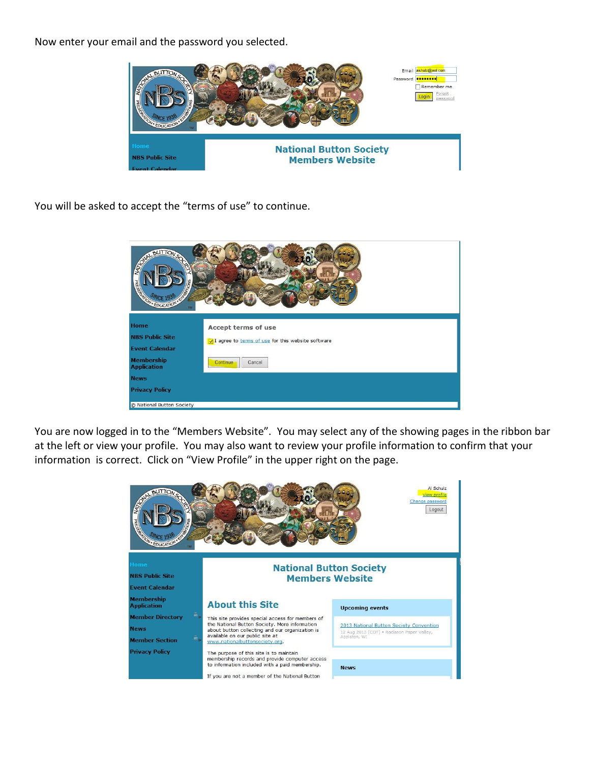Now enter your email and the password you selected.

You will be asked to accept the “terms of use” to continue.

You are now logged in to the “Members Website”. You may select any of the showing pages in the ribbon bar at the left or view your profile. You may also want to review your profile information to confirm that your information is correct. Click on “View Profile” in the upper right on the page.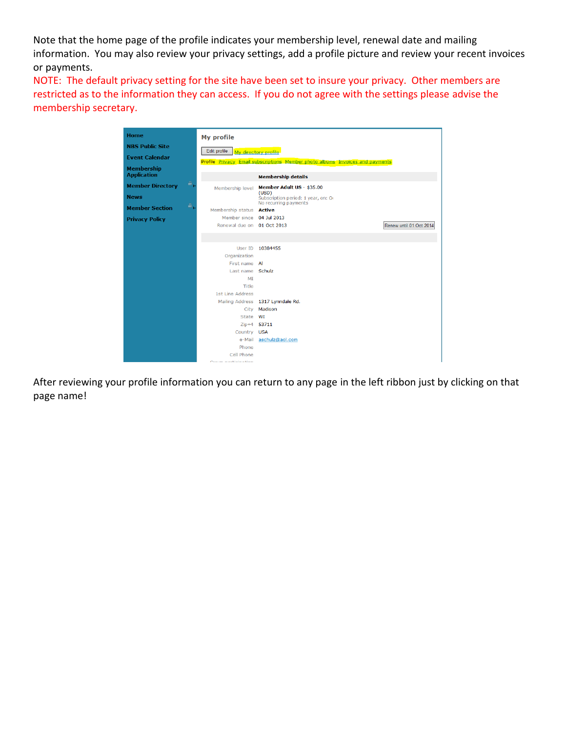Note that the home page of the profile indicates your membership level, renewal date and mailing information. You may also review your privacy settings, add a profile picture and review your recent invoices or payments.

NOTE: The default privacy setting for the site have been set to insure your privacy. Other members are restricted as to the information they can access. If you do not agree with the settings please advise the membership secretary.

Home
NBS Public Site
Event Calendar
Membership Application
Member Directory
News
Member Section
Privacy Policy

My profile

Edit profile   My directory profile

Profile   Privacy   Email subscriptions   Member photo albums   Invoices and payments

Membership details

| | |
|---|---|
| Membership level | Member Adult US - $35.00 (USD) Subscription period: 1 year, on: O No recurring payments |
| Membership status | Active |
| Member since | 04 Jul 2013 |
| Renewal due on | 01 Oct 2013 |

Renew until 01 Oct 2014

| | |
|---|---|
| User ID | 10384455 |
| Organization | |
| First name | Al |
| Last name | Schulz |
| MI | |
| Title | |
| 1st Line Address | |
| Mailing Address | 1317 Lynndale Rd. |
| City | Madison |
| State | WI |
| Zip+4 | 53711 |
| Country | USA |
| e-Mail | aschulz@aol.com |
| Phone | |
| Cell Phone | |

After reviewing your profile information you can return to any page in the left ribbon just by clicking on that page name!